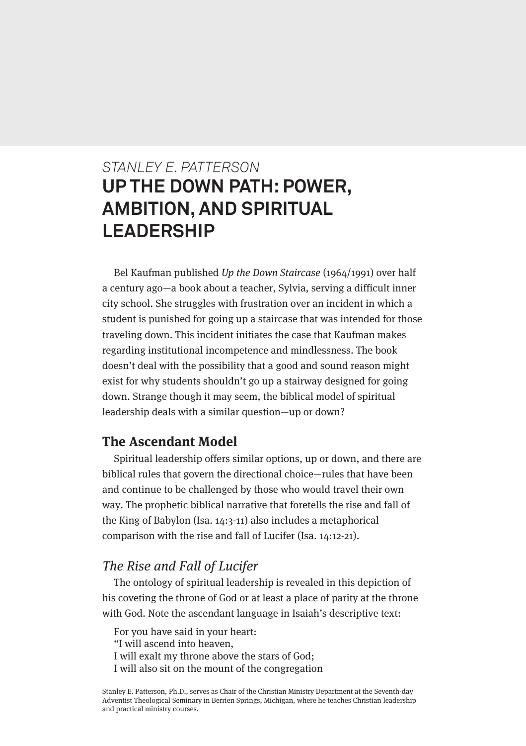*STANLEY E. PATTERSON*

# UP THE DOWN PATH: POWER, AMBITION, AND SPIRITUAL LEADERSHIP

Bel Kaufman published *Up the Down Staircase* (1964/1991) over half a century ago—a book about a teacher, Sylvia, serving a difficult inner city school. She struggles with frustration over an incident in which a student is punished for going up a staircase that was intended for those traveling down. This incident initiates the case that Kaufman makes regarding institutional incompetence and mindlessness. The book doesn't deal with the possibility that a good and sound reason might exist for why students shouldn't go up a stairway designed for going down. Strange though it may seem, the biblical model of spiritual leadership deals with a similar question—up or down?

## The Ascendant Model

Spiritual leadership offers similar options, up or down, and there are biblical rules that govern the directional choice—rules that have been and continue to be challenged by those who would travel their own way. The prophetic biblical narrative that foretells the rise and fall of the King of Babylon (Isa. 14:3-11) also includes a metaphorical comparison with the rise and fall of Lucifer (Isa. 14:12-21).

### *The Rise and Fall of Lucifer*

The ontology of spiritual leadership is revealed in this depiction of his coveting the throne of God or at least a place of parity at the throne with God. Note the ascendant language in Isaiah's descriptive text:

> For you have said in your heart:
> "I will ascend into heaven,
> I will exalt my throne above the stars of God;
> I will also sit on the mount of the congregation

Stanley E. Patterson, Ph.D., serves as Chair of the Christian Ministry Department at the Seventh-day Adventist Theological Seminary in Berrien Springs, Michigan, where he teaches Christian leadership and practical ministry courses.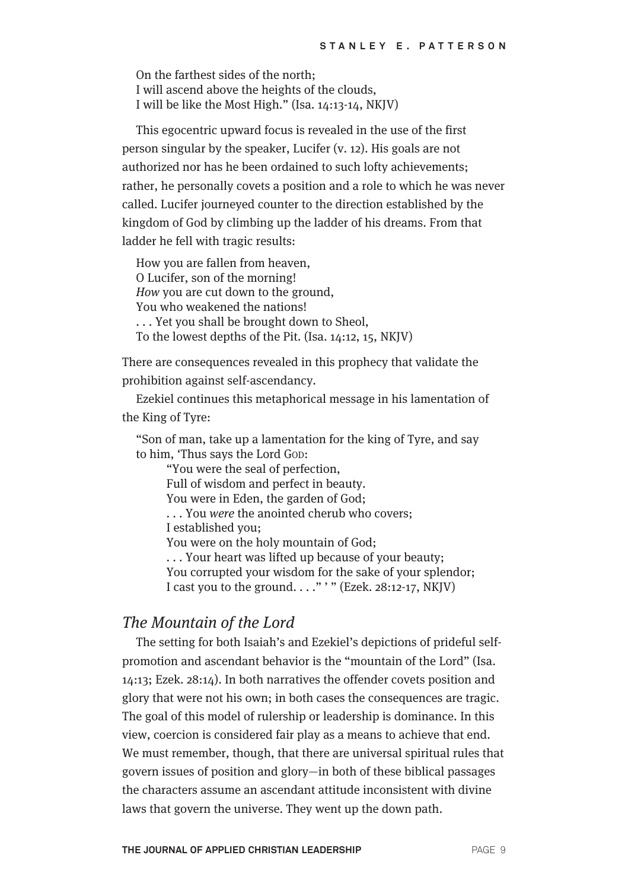On the farthest sides of the north;  
I will ascend above the heights of the clouds,  
I will be like the Most High." (Isa. 14:13-14, NKJV)

This egocentric upward focus is revealed in the use of the first person singular by the speaker, Lucifer (v. 12). His goals are not authorized nor has he been ordained to such lofty achievements; rather, he personally covets a position and a role to which he was never called. Lucifer journeyed counter to the direction established by the kingdom of God by climbing up the ladder of his dreams. From that ladder he fell with tragic results:

> How you are fallen from heaven,  
> O Lucifer, son of the morning!  
> *How* you are cut down to the ground,  
> You who weakened the nations!  
> . . . Yet you shall be brought down to Sheol,  
> To the lowest depths of the Pit. (Isa. 14:12, 15, NKJV)

There are consequences revealed in this prophecy that validate the prohibition against self-ascendancy.

Ezekiel continues this metaphorical message in his lamentation of the King of Tyre:

> "Son of man, take up a lamentation for the king of Tyre, and say to him, 'Thus says the Lord God:  
> "You were the seal of perfection,  
> Full of wisdom and perfect in beauty.  
> You were in Eden, the garden of God;  
> . . . You *were* the anointed cherub who covers;  
> I established you;  
> You were on the holy mountain of God;  
> . . . Your heart was lifted up because of your beauty;  
> You corrupted your wisdom for the sake of your splendor;  
> I cast you to the ground. . . ." ' " (Ezek. 28:12-17, NKJV)

## *The Mountain of the Lord*

The setting for both Isaiah's and Ezekiel's depictions of prideful self-promotion and ascendant behavior is the "mountain of the Lord" (Isa. 14:13; Ezek. 28:14). In both narratives the offender covets position and glory that were not his own; in both cases the consequences are tragic. The goal of this model of rulership or leadership is dominance. In this view, coercion is considered fair play as a means to achieve that end. We must remember, though, that there are universal spiritual rules that govern issues of position and glory—in both of these biblical passages the characters assume an ascendant attitude inconsistent with divine laws that govern the universe. They went up the down path.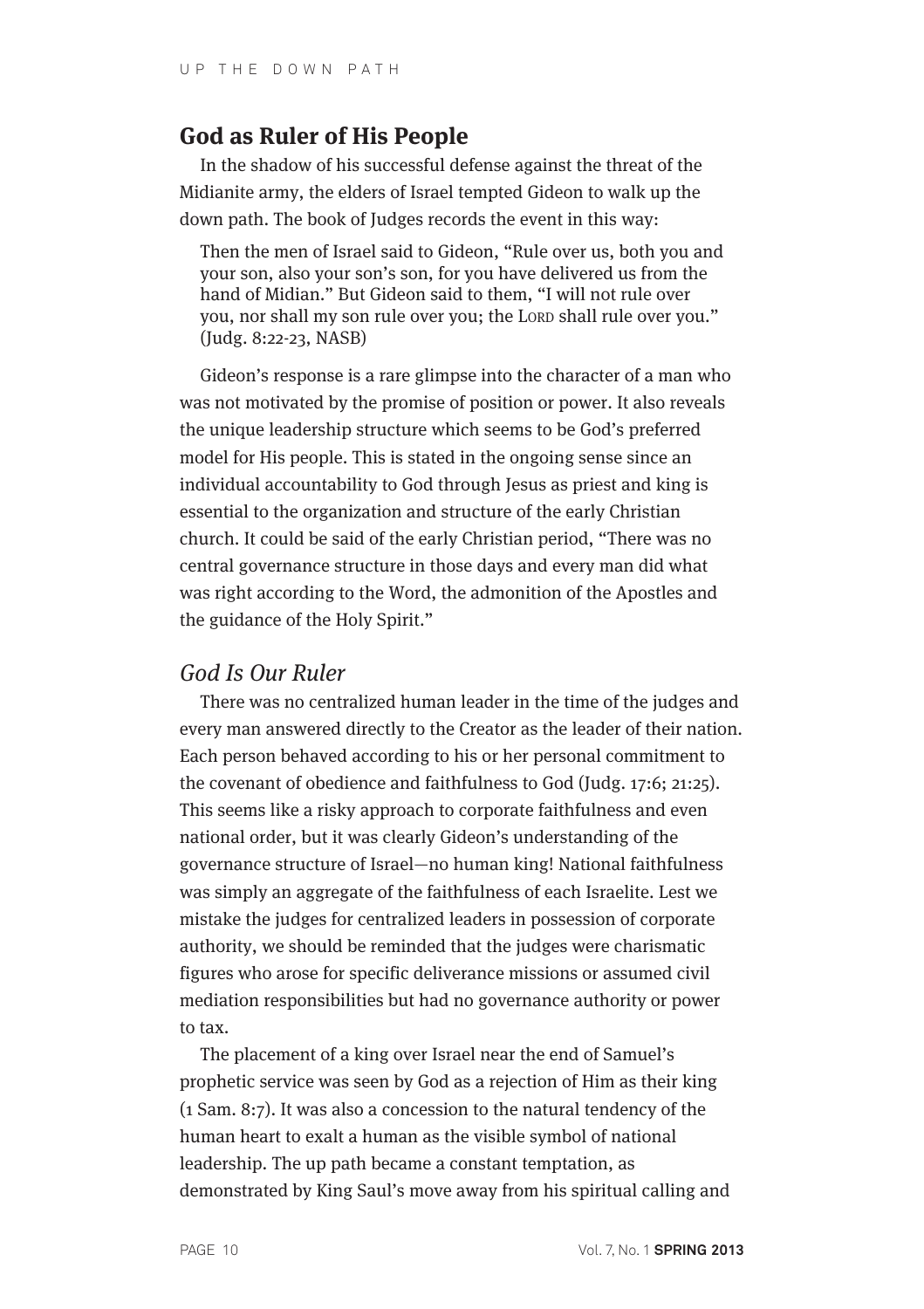## God as Ruler of His People

In the shadow of his successful defense against the threat of the Midianite army, the elders of Israel tempted Gideon to walk up the down path. The book of Judges records the event in this way:

> Then the men of Israel said to Gideon, "Rule over us, both you and your son, also your son's son, for you have delivered us from the hand of Midian." But Gideon said to them, "I will not rule over you, nor shall my son rule over you; the LORD shall rule over you." (Judg. 8:22-23, NASB)

Gideon's response is a rare glimpse into the character of a man who was not motivated by the promise of position or power. It also reveals the unique leadership structure which seems to be God's preferred model for His people. This is stated in the ongoing sense since an individual accountability to God through Jesus as priest and king is essential to the organization and structure of the early Christian church. It could be said of the early Christian period, "There was no central governance structure in those days and every man did what was right according to the Word, the admonition of the Apostles and the guidance of the Holy Spirit."

### *God Is Our Ruler*

There was no centralized human leader in the time of the judges and every man answered directly to the Creator as the leader of their nation. Each person behaved according to his or her personal commitment to the covenant of obedience and faithfulness to God (Judg. 17:6; 21:25). This seems like a risky approach to corporate faithfulness and even national order, but it was clearly Gideon's understanding of the governance structure of Israel—no human king! National faithfulness was simply an aggregate of the faithfulness of each Israelite. Lest we mistake the judges for centralized leaders in possession of corporate authority, we should be reminded that the judges were charismatic figures who arose for specific deliverance missions or assumed civil mediation responsibilities but had no governance authority or power to tax.

The placement of a king over Israel near the end of Samuel's prophetic service was seen by God as a rejection of Him as their king (1 Sam. 8:7). It was also a concession to the natural tendency of the human heart to exalt a human as the visible symbol of national leadership. The up path became a constant temptation, as demonstrated by King Saul's move away from his spiritual calling and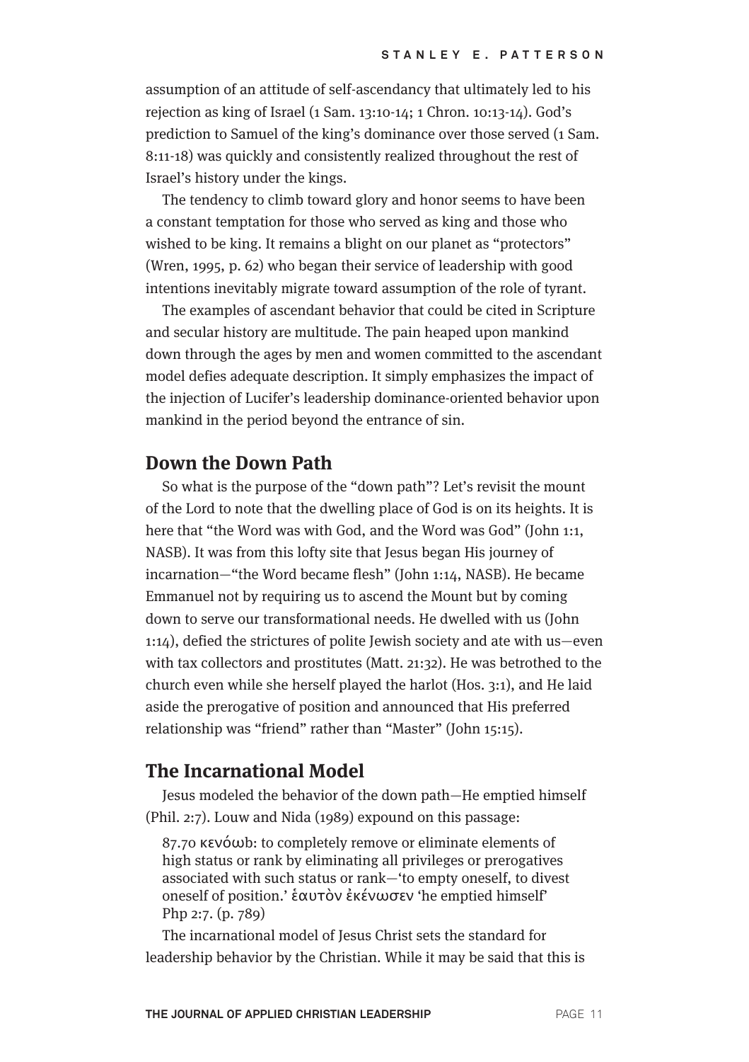assumption of an attitude of self-ascendancy that ultimately led to his rejection as king of Israel (1 Sam. 13:10-14; 1 Chron. 10:13-14). God's prediction to Samuel of the king's dominance over those served (1 Sam. 8:11-18) was quickly and consistently realized throughout the rest of Israel's history under the kings.

The tendency to climb toward glory and honor seems to have been a constant temptation for those who served as king and those who wished to be king. It remains a blight on our planet as "protectors" (Wren, 1995, p. 62) who began their service of leadership with good intentions inevitably migrate toward assumption of the role of tyrant.

The examples of ascendant behavior that could be cited in Scripture and secular history are multitude. The pain heaped upon mankind down through the ages by men and women committed to the ascendant model defies adequate description. It simply emphasizes the impact of the injection of Lucifer's leadership dominance-oriented behavior upon mankind in the period beyond the entrance of sin.

## Down the Down Path

So what is the purpose of the "down path"? Let's revisit the mount of the Lord to note that the dwelling place of God is on its heights. It is here that "the Word was with God, and the Word was God" (John 1:1, NASB). It was from this lofty site that Jesus began His journey of incarnation—"the Word became flesh" (John 1:14, NASB). He became Emmanuel not by requiring us to ascend the Mount but by coming down to serve our transformational needs. He dwelled with us (John 1:14), defied the strictures of polite Jewish society and ate with us—even with tax collectors and prostitutes (Matt. 21:32). He was betrothed to the church even while she herself played the harlot (Hos. 3:1), and He laid aside the prerogative of position and announced that His preferred relationship was "friend" rather than "Master" (John 15:15).

## The Incarnational Model

Jesus modeled the behavior of the down path—He emptied himself (Phil. 2:7). Louw and Nida (1989) expound on this passage:

> 87.70 κενόωb: to completely remove or eliminate elements of high status or rank by eliminating all privileges or prerogatives associated with such status or rank—'to empty oneself, to divest oneself of position.' ἑαυτὸν ἐκένωσεν 'he emptied himself' Php 2:7. (p. 789)

The incarnational model of Jesus Christ sets the standard for leadership behavior by the Christian. While it may be said that this is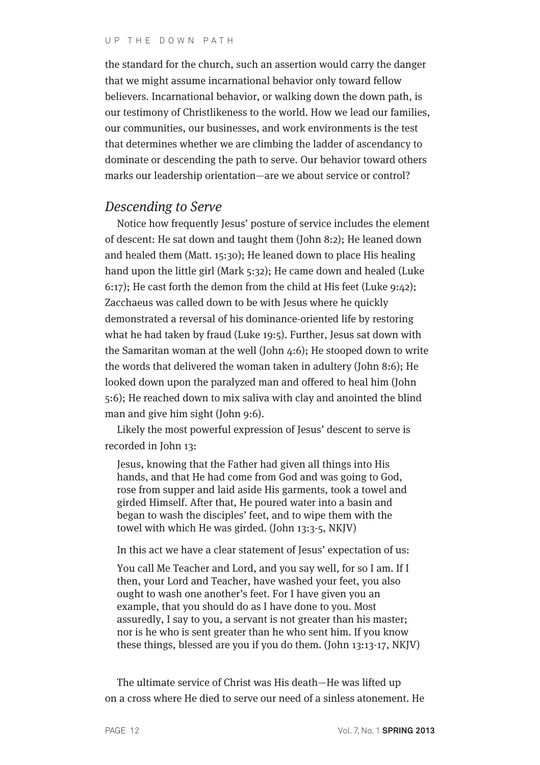the standard for the church, such an assertion would carry the danger that we might assume incarnational behavior only toward fellow believers. Incarnational behavior, or walking down the down path, is our testimony of Christlikeness to the world. How we lead our families, our communities, our businesses, and work environments is the test that determines whether we are climbing the ladder of ascendancy to dominate or descending the path to serve. Our behavior toward others marks our leadership orientation—are we about service or control?

## *Descending to Serve*

Notice how frequently Jesus' posture of service includes the element of descent: He sat down and taught them (John 8:2); He leaned down and healed them (Matt. 15:30); He leaned down to place His healing hand upon the little girl (Mark 5:32); He came down and healed (Luke 6:17); He cast forth the demon from the child at His feet (Luke 9:42); Zacchaeus was called down to be with Jesus where he quickly demonstrated a reversal of his dominance-oriented life by restoring what he had taken by fraud (Luke 19:5). Further, Jesus sat down with the Samaritan woman at the well (John 4:6); He stooped down to write the words that delivered the woman taken in adultery (John 8:6); He looked down upon the paralyzed man and offered to heal him (John 5:6); He reached down to mix saliva with clay and anointed the blind man and give him sight (John 9:6).

Likely the most powerful expression of Jesus' descent to serve is recorded in John 13:

> Jesus, knowing that the Father had given all things into His hands, and that He had come from God and was going to God, rose from supper and laid aside His garments, took a towel and girded Himself. After that, He poured water into a basin and began to wash the disciples' feet, and to wipe them with the towel with which He was girded. (John 13:3-5, NKJV)

In this act we have a clear statement of Jesus' expectation of us:

> You call Me Teacher and Lord, and you say well, for so I am. If I then, your Lord and Teacher, have washed your feet, you also ought to wash one another's feet. For I have given you an example, that you should do as I have done to you. Most assuredly, I say to you, a servant is not greater than his master; nor is he who is sent greater than he who sent him. If you know these things, blessed are you if you do them. (John 13:13-17, NKJV)

The ultimate service of Christ was His death—He was lifted up on a cross where He died to serve our need of a sinless atonement. He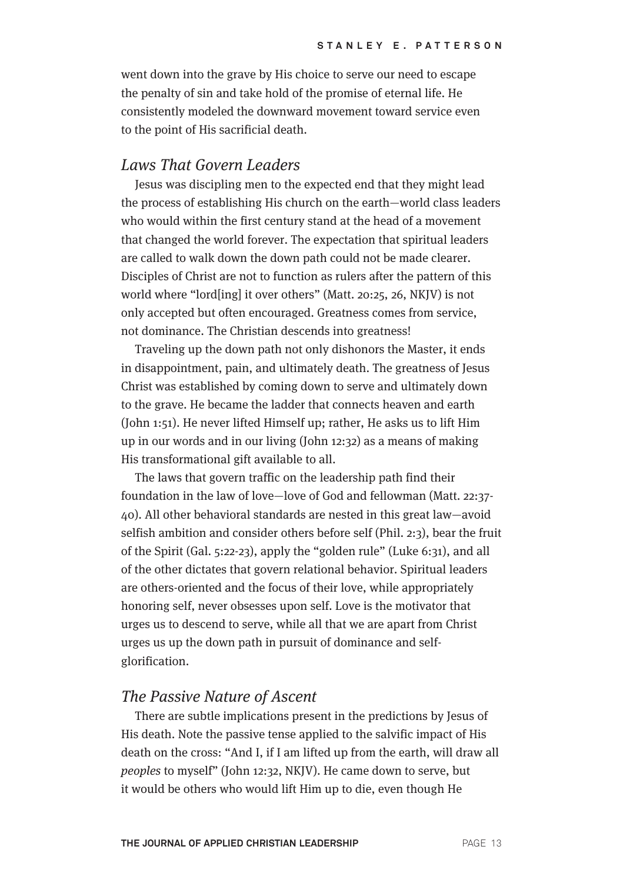went down into the grave by His choice to serve our need to escape the penalty of sin and take hold of the promise of eternal life. He consistently modeled the downward movement toward service even to the point of His sacrificial death.

## *Laws That Govern Leaders*

Jesus was discipling men to the expected end that they might lead the process of establishing His church on the earth—world class leaders who would within the first century stand at the head of a movement that changed the world forever. The expectation that spiritual leaders are called to walk down the down path could not be made clearer. Disciples of Christ are not to function as rulers after the pattern of this world where "lord[ing] it over others" (Matt. 20:25, 26, NKJV) is not only accepted but often encouraged. Greatness comes from service, not dominance. The Christian descends into greatness!

Traveling up the down path not only dishonors the Master, it ends in disappointment, pain, and ultimately death. The greatness of Jesus Christ was established by coming down to serve and ultimately down to the grave. He became the ladder that connects heaven and earth (John 1:51). He never lifted Himself up; rather, He asks us to lift Him up in our words and in our living (John 12:32) as a means of making His transformational gift available to all.

The laws that govern traffic on the leadership path find their foundation in the law of love—love of God and fellowman (Matt. 22:37-40). All other behavioral standards are nested in this great law—avoid selfish ambition and consider others before self (Phil. 2:3), bear the fruit of the Spirit (Gal. 5:22-23), apply the "golden rule" (Luke 6:31), and all of the other dictates that govern relational behavior. Spiritual leaders are others-oriented and the focus of their love, while appropriately honoring self, never obsesses upon self. Love is the motivator that urges us to descend to serve, while all that we are apart from Christ urges us up the down path in pursuit of dominance and self-glorification.

## *The Passive Nature of Ascent*

There are subtle implications present in the predictions by Jesus of His death. Note the passive tense applied to the salvific impact of His death on the cross: "And I, if I am lifted up from the earth, will draw all *peoples* to myself" (John 12:32, NKJV). He came down to serve, but it would be others who would lift Him up to die, even though He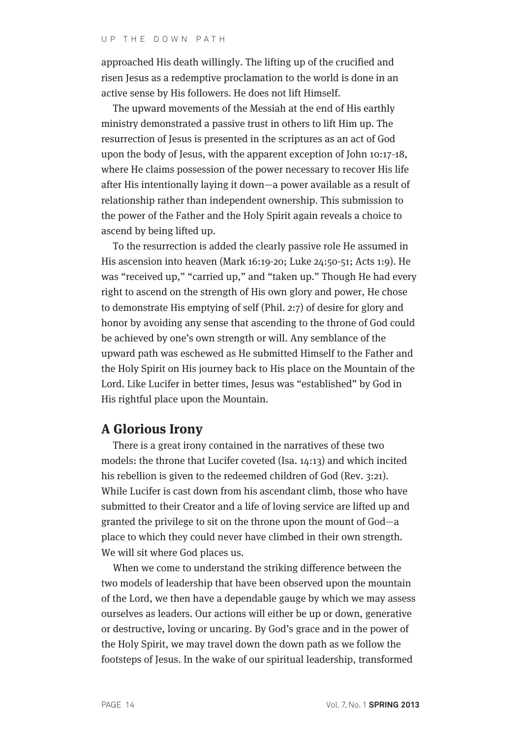approached His death willingly. The lifting up of the crucified and risen Jesus as a redemptive proclamation to the world is done in an active sense by His followers. He does not lift Himself.

The upward movements of the Messiah at the end of His earthly ministry demonstrated a passive trust in others to lift Him up. The resurrection of Jesus is presented in the scriptures as an act of God upon the body of Jesus, with the apparent exception of John 10:17-18, where He claims possession of the power necessary to recover His life after His intentionally laying it down—a power available as a result of relationship rather than independent ownership. This submission to the power of the Father and the Holy Spirit again reveals a choice to ascend by being lifted up.

To the resurrection is added the clearly passive role He assumed in His ascension into heaven (Mark 16:19-20; Luke 24:50-51; Acts 1:9). He was "received up," "carried up," and "taken up." Though He had every right to ascend on the strength of His own glory and power, He chose to demonstrate His emptying of self (Phil. 2:7) of desire for glory and honor by avoiding any sense that ascending to the throne of God could be achieved by one's own strength or will. Any semblance of the upward path was eschewed as He submitted Himself to the Father and the Holy Spirit on His journey back to His place on the Mountain of the Lord. Like Lucifer in better times, Jesus was "established" by God in His rightful place upon the Mountain.

## A Glorious Irony

There is a great irony contained in the narratives of these two models: the throne that Lucifer coveted (Isa. 14:13) and which incited his rebellion is given to the redeemed children of God (Rev. 3:21). While Lucifer is cast down from his ascendant climb, those who have submitted to their Creator and a life of loving service are lifted up and granted the privilege to sit on the throne upon the mount of God—a place to which they could never have climbed in their own strength. We will sit where God places us.

When we come to understand the striking difference between the two models of leadership that have been observed upon the mountain of the Lord, we then have a dependable gauge by which we may assess ourselves as leaders. Our actions will either be up or down, generative or destructive, loving or uncaring. By God's grace and in the power of the Holy Spirit, we may travel down the down path as we follow the footsteps of Jesus. In the wake of our spiritual leadership, transformed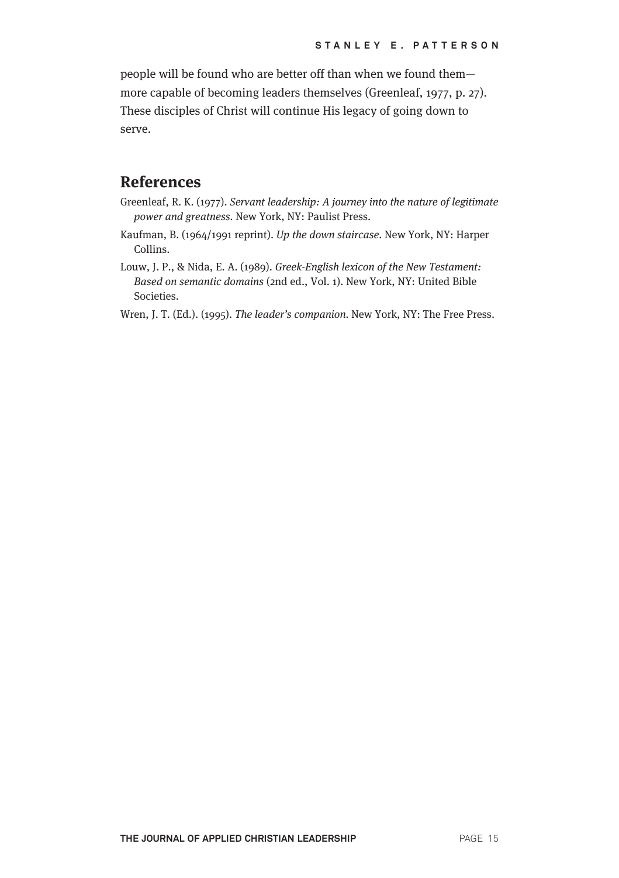people will be found who are better off than when we found them—more capable of becoming leaders themselves (Greenleaf, 1977, p. 27). These disciples of Christ will continue His legacy of going down to serve.

## References

Greenleaf, R. K. (1977). *Servant leadership: A journey into the nature of legitimate power and greatness*. New York, NY: Paulist Press.

Kaufman, B. (1964/1991 reprint). *Up the down staircase*. New York, NY: Harper Collins.

Louw, J. P., & Nida, E. A. (1989). *Greek-English lexicon of the New Testament: Based on semantic domains* (2nd ed., Vol. 1). New York, NY: United Bible Societies.

Wren, J. T. (Ed.). (1995). *The leader's companion*. New York, NY: The Free Press.